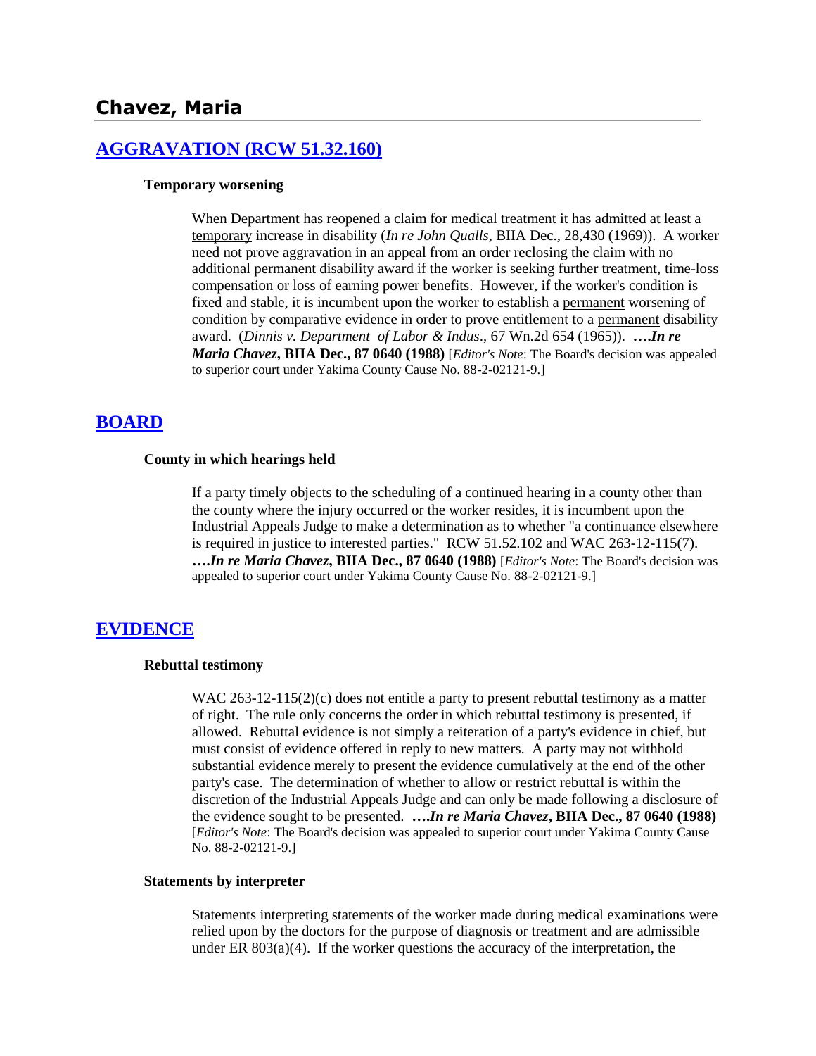# Chavez, Maria

## [AGGRAVATION (RCW 51.32.160)]

### Temporary worsening

When Department has reopened a claim for medical treatment it has admitted at least a temporary increase in disability (*In re John Qualls*, BIIA Dec., 28,430 (1969)). A worker need not prove aggravation in an appeal from an order reclosing the claim with no additional permanent disability award if the worker is seeking further treatment, time-loss compensation or loss of earning power benefits. However, if the worker's condition is fixed and stable, it is incumbent upon the worker to establish a permanent worsening of condition by comparative evidence in order to prove entitlement to a permanent disability award. (*Dinnis v. Department of Labor & Indus*., 67 Wn.2d 654 (1965)). **….*In re Maria Chavez*, BIIA Dec., 87 0640 (1988)** [*Editor's Note*: The Board's decision was appealed to superior court under Yakima County Cause No. 88-2-02121-9.]

## [BOARD]

### County in which hearings held

If a party timely objects to the scheduling of a continued hearing in a county other than the county where the injury occurred or the worker resides, it is incumbent upon the Industrial Appeals Judge to make a determination as to whether "a continuance elsewhere is required in justice to interested parties." RCW 51.52.102 and WAC 263-12-115(7). **….*In re Maria Chavez*, BIIA Dec., 87 0640 (1988)** [*Editor's Note*: The Board's decision was appealed to superior court under Yakima County Cause No. 88-2-02121-9.]

## [EVIDENCE]

### Rebuttal testimony

WAC 263-12-115(2)(c) does not entitle a party to present rebuttal testimony as a matter of right. The rule only concerns the order in which rebuttal testimony is presented, if allowed. Rebuttal evidence is not simply a reiteration of a party's evidence in chief, but must consist of evidence offered in reply to new matters. A party may not withhold substantial evidence merely to present the evidence cumulatively at the end of the other party's case. The determination of whether to allow or restrict rebuttal is within the discretion of the Industrial Appeals Judge and can only be made following a disclosure of the evidence sought to be presented. **….*In re Maria Chavez*, BIIA Dec., 87 0640 (1988)** [*Editor's Note*: The Board's decision was appealed to superior court under Yakima County Cause No. 88-2-02121-9.]

### Statements by interpreter

Statements interpreting statements of the worker made during medical examinations were relied upon by the doctors for the purpose of diagnosis or treatment and are admissible under ER 803(a)(4). If the worker questions the accuracy of the interpretation, the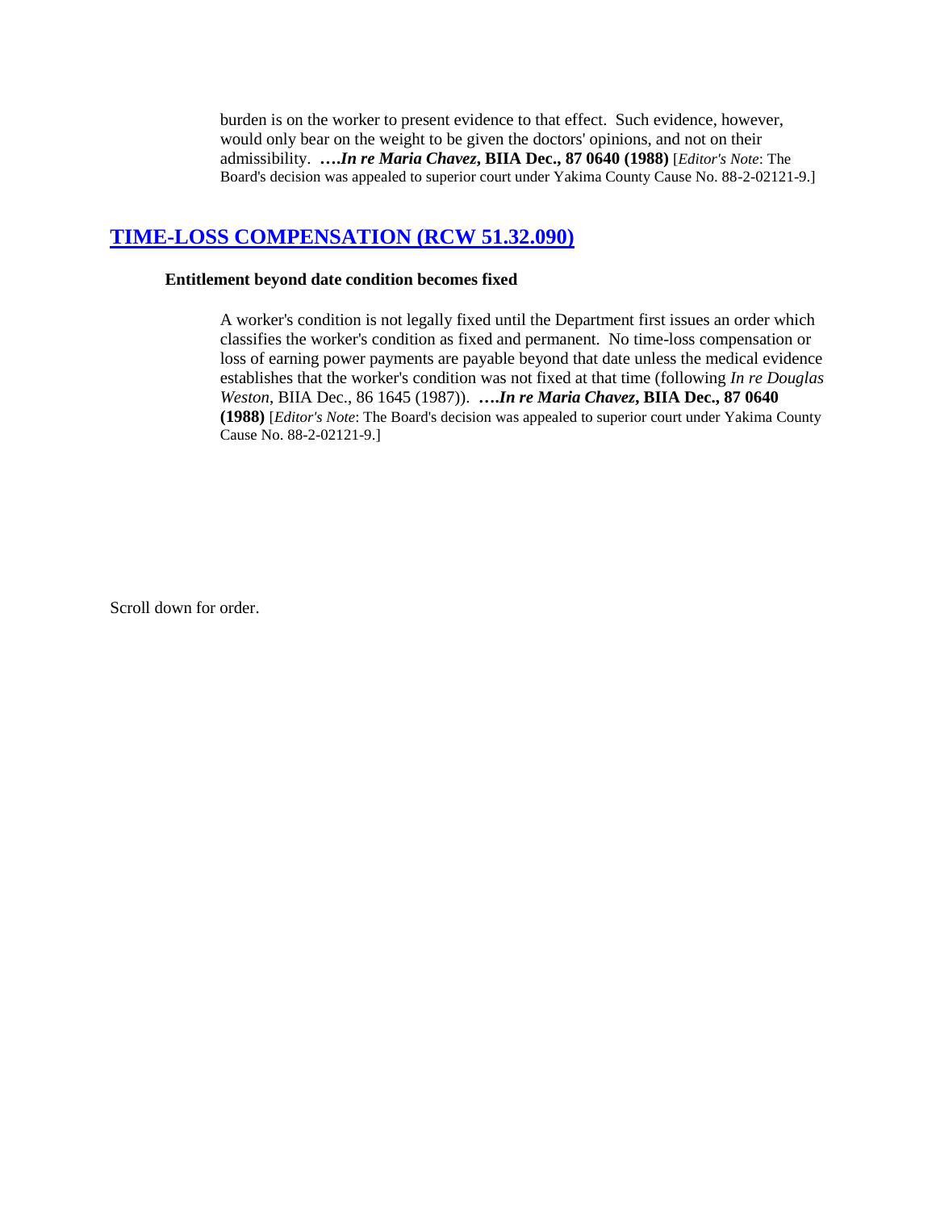burden is on the worker to present evidence to that effect. Such evidence, however, would only bear on the weight to be given the doctors' opinions, and not on their admissibility. ***….In re Maria Chavez*, BIIA Dec., 87 0640 (1988)** [*Editor's Note*: The Board's decision was appealed to superior court under Yakima County Cause No. 88-2-02121-9.]

## TIME-LOSS COMPENSATION (RCW 51.32.090)

### Entitlement beyond date condition becomes fixed

A worker's condition is not legally fixed until the Department first issues an order which classifies the worker's condition as fixed and permanent. No time-loss compensation or loss of earning power payments are payable beyond that date unless the medical evidence establishes that the worker's condition was not fixed at that time (following *In re Douglas Weston*, BIIA Dec., 86 1645 (1987)). ***….In re Maria Chavez*, BIIA Dec., 87 0640 (1988)** [*Editor's Note*: The Board's decision was appealed to superior court under Yakima County Cause No. 88-2-02121-9.]

Scroll down for order.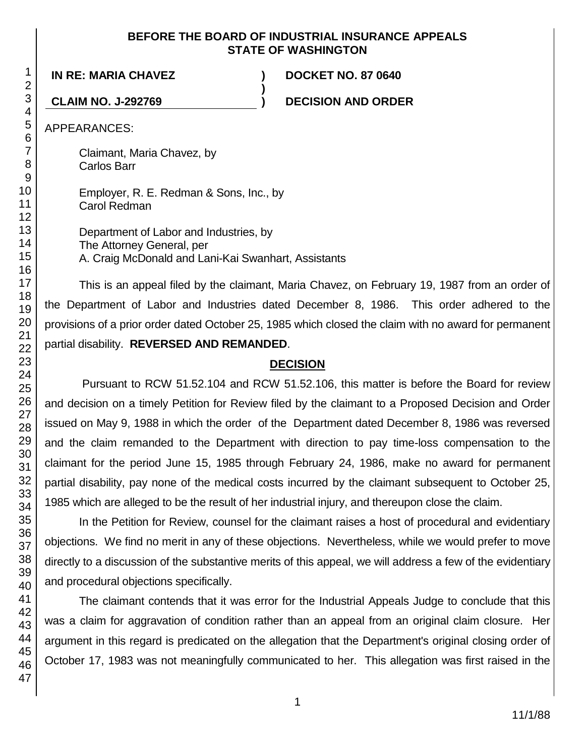**BEFORE THE BOARD OF INDUSTRIAL INSURANCE APPEALS**
**STATE OF WASHINGTON**

| | | |
|---|---|---|
| **IN RE: MARIA CHAVEZ** | **)** | **DOCKET NO. 87 0640** |
| | **)** | |
| **CLAIM NO. J-292769** | **)** | **DECISION AND ORDER** |

APPEARANCES:

Claimant, Maria Chavez, by
Carlos Barr

Employer, R. E. Redman & Sons, Inc., by
Carol Redman

Department of Labor and Industries, by
The Attorney General, per
A. Craig McDonald and Lani-Kai Swanhart, Assistants

This is an appeal filed by the claimant, Maria Chavez, on February 19, 1987 from an order of the Department of Labor and Industries dated December 8, 1986. This order adhered to the provisions of a prior order dated October 25, 1985 which closed the claim with no award for permanent partial disability. **REVERSED AND REMANDED**.

## DECISION

Pursuant to RCW 51.52.104 and RCW 51.52.106, this matter is before the Board for review and decision on a timely Petition for Review filed by the claimant to a Proposed Decision and Order issued on May 9, 1988 in which the order of the Department dated December 8, 1986 was reversed and the claim remanded to the Department with direction to pay time-loss compensation to the claimant for the period June 15, 1985 through February 24, 1986, make no award for permanent partial disability, pay none of the medical costs incurred by the claimant subsequent to October 25, 1985 which are alleged to be the result of her industrial injury, and thereupon close the claim.

In the Petition for Review, counsel for the claimant raises a host of procedural and evidentiary objections. We find no merit in any of these objections. Nevertheless, while we would prefer to move directly to a discussion of the substantive merits of this appeal, we will address a few of the evidentiary and procedural objections specifically.

The claimant contends that it was error for the Industrial Appeals Judge to conclude that this was a claim for aggravation of condition rather than an appeal from an original claim closure. Her argument in this regard is predicated on the allegation that the Department's original closing order of October 17, 1983 was not meaningfully communicated to her. This allegation was first raised in the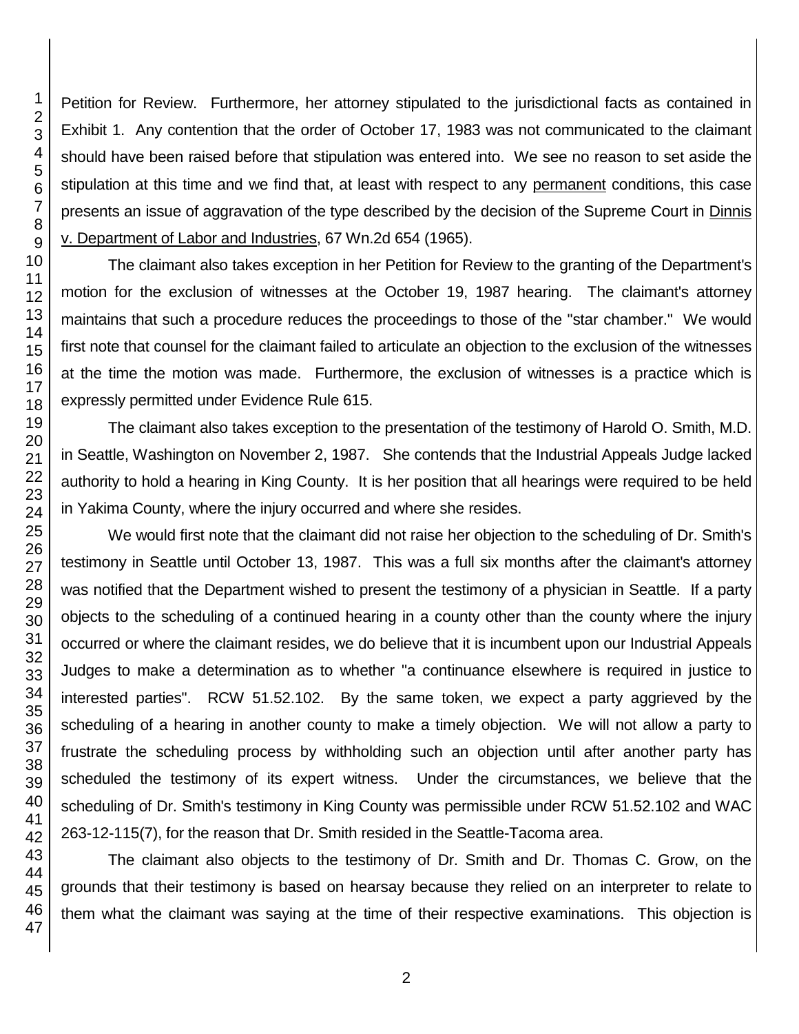Petition for Review. Furthermore, her attorney stipulated to the jurisdictional facts as contained in Exhibit 1. Any contention that the order of October 17, 1983 was not communicated to the claimant should have been raised before that stipulation was entered into. We see no reason to set aside the stipulation at this time and we find that, at least with respect to any permanent conditions, this case presents an issue of aggravation of the type described by the decision of the Supreme Court in Dinnis v. Department of Labor and Industries, 67 Wn.2d 654 (1965).

The claimant also takes exception in her Petition for Review to the granting of the Department's motion for the exclusion of witnesses at the October 19, 1987 hearing. The claimant's attorney maintains that such a procedure reduces the proceedings to those of the "star chamber." We would first note that counsel for the claimant failed to articulate an objection to the exclusion of the witnesses at the time the motion was made. Furthermore, the exclusion of witnesses is a practice which is expressly permitted under Evidence Rule 615.

The claimant also takes exception to the presentation of the testimony of Harold O. Smith, M.D. in Seattle, Washington on November 2, 1987. She contends that the Industrial Appeals Judge lacked authority to hold a hearing in King County. It is her position that all hearings were required to be held in Yakima County, where the injury occurred and where she resides.

We would first note that the claimant did not raise her objection to the scheduling of Dr. Smith's testimony in Seattle until October 13, 1987. This was a full six months after the claimant's attorney was notified that the Department wished to present the testimony of a physician in Seattle. If a party objects to the scheduling of a continued hearing in a county other than the county where the injury occurred or where the claimant resides, we do believe that it is incumbent upon our Industrial Appeals Judges to make a determination as to whether "a continuance elsewhere is required in justice to interested parties". RCW 51.52.102. By the same token, we expect a party aggrieved by the scheduling of a hearing in another county to make a timely objection. We will not allow a party to frustrate the scheduling process by withholding such an objection until after another party has scheduled the testimony of its expert witness. Under the circumstances, we believe that the scheduling of Dr. Smith's testimony in King County was permissible under RCW 51.52.102 and WAC 263-12-115(7), for the reason that Dr. Smith resided in the Seattle-Tacoma area.

The claimant also objects to the testimony of Dr. Smith and Dr. Thomas C. Grow, on the grounds that their testimony is based on hearsay because they relied on an interpreter to relate to them what the claimant was saying at the time of their respective examinations. This objection is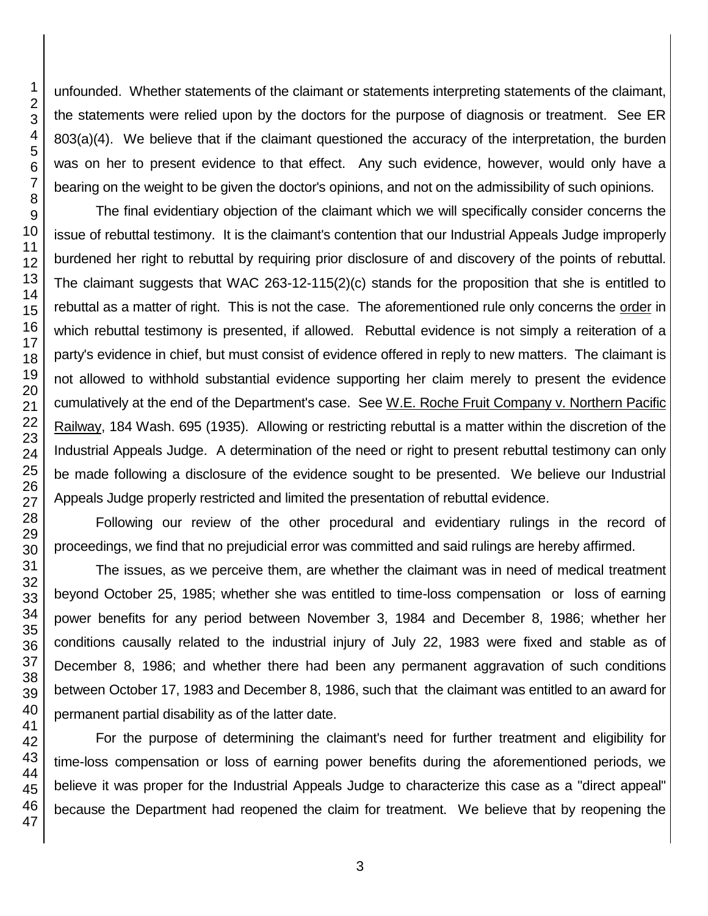unfounded. Whether statements of the claimant or statements interpreting statements of the claimant, the statements were relied upon by the doctors for the purpose of diagnosis or treatment. See ER 803(a)(4). We believe that if the claimant questioned the accuracy of the interpretation, the burden was on her to present evidence to that effect. Any such evidence, however, would only have a bearing on the weight to be given the doctor's opinions, and not on the admissibility of such opinions.

The final evidentiary objection of the claimant which we will specifically consider concerns the issue of rebuttal testimony. It is the claimant's contention that our Industrial Appeals Judge improperly burdened her right to rebuttal by requiring prior disclosure of and discovery of the points of rebuttal. The claimant suggests that WAC 263-12-115(2)(c) stands for the proposition that she is entitled to rebuttal as a matter of right. This is not the case. The aforementioned rule only concerns the order in which rebuttal testimony is presented, if allowed. Rebuttal evidence is not simply a reiteration of a party's evidence in chief, but must consist of evidence offered in reply to new matters. The claimant is not allowed to withhold substantial evidence supporting her claim merely to present the evidence cumulatively at the end of the Department's case. See W.E. Roche Fruit Company v. Northern Pacific Railway, 184 Wash. 695 (1935). Allowing or restricting rebuttal is a matter within the discretion of the Industrial Appeals Judge. A determination of the need or right to present rebuttal testimony can only be made following a disclosure of the evidence sought to be presented. We believe our Industrial Appeals Judge properly restricted and limited the presentation of rebuttal evidence.

Following our review of the other procedural and evidentiary rulings in the record of proceedings, we find that no prejudicial error was committed and said rulings are hereby affirmed.

The issues, as we perceive them, are whether the claimant was in need of medical treatment beyond October 25, 1985; whether she was entitled to time-loss compensation or loss of earning power benefits for any period between November 3, 1984 and December 8, 1986; whether her conditions causally related to the industrial injury of July 22, 1983 were fixed and stable as of December 8, 1986; and whether there had been any permanent aggravation of such conditions between October 17, 1983 and December 8, 1986, such that the claimant was entitled to an award for permanent partial disability as of the latter date.

For the purpose of determining the claimant's need for further treatment and eligibility for time-loss compensation or loss of earning power benefits during the aforementioned periods, we believe it was proper for the Industrial Appeals Judge to characterize this case as a "direct appeal" because the Department had reopened the claim for treatment. We believe that by reopening the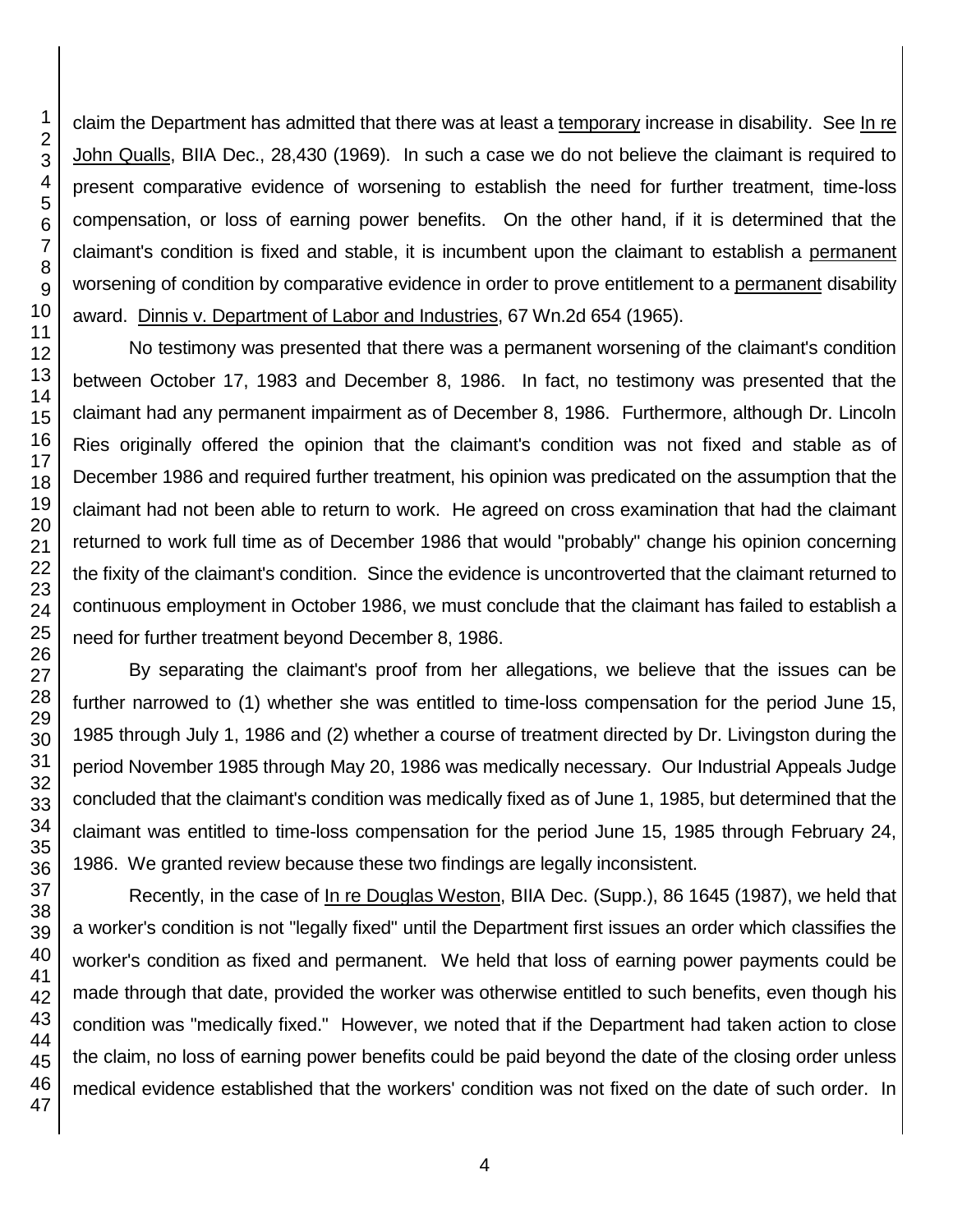claim the Department has admitted that there was at least a temporary increase in disability. See In re John Qualls, BIIA Dec., 28,430 (1969). In such a case we do not believe the claimant is required to present comparative evidence of worsening to establish the need for further treatment, time-loss compensation, or loss of earning power benefits. On the other hand, if it is determined that the claimant's condition is fixed and stable, it is incumbent upon the claimant to establish a permanent worsening of condition by comparative evidence in order to prove entitlement to a permanent disability award. Dinnis v. Department of Labor and Industries, 67 Wn.2d 654 (1965).

No testimony was presented that there was a permanent worsening of the claimant's condition between October 17, 1983 and December 8, 1986. In fact, no testimony was presented that the claimant had any permanent impairment as of December 8, 1986. Furthermore, although Dr. Lincoln Ries originally offered the opinion that the claimant's condition was not fixed and stable as of December 1986 and required further treatment, his opinion was predicated on the assumption that the claimant had not been able to return to work. He agreed on cross examination that had the claimant returned to work full time as of December 1986 that would "probably" change his opinion concerning the fixity of the claimant's condition. Since the evidence is uncontroverted that the claimant returned to continuous employment in October 1986, we must conclude that the claimant has failed to establish a need for further treatment beyond December 8, 1986.

By separating the claimant's proof from her allegations, we believe that the issues can be further narrowed to (1) whether she was entitled to time-loss compensation for the period June 15, 1985 through July 1, 1986 and (2) whether a course of treatment directed by Dr. Livingston during the period November 1985 through May 20, 1986 was medically necessary. Our Industrial Appeals Judge concluded that the claimant's condition was medically fixed as of June 1, 1985, but determined that the claimant was entitled to time-loss compensation for the period June 15, 1985 through February 24, 1986. We granted review because these two findings are legally inconsistent.

Recently, in the case of In re Douglas Weston, BIIA Dec. (Supp.), 86 1645 (1987), we held that a worker's condition is not "legally fixed" until the Department first issues an order which classifies the worker's condition as fixed and permanent. We held that loss of earning power payments could be made through that date, provided the worker was otherwise entitled to such benefits, even though his condition was "medically fixed." However, we noted that if the Department had taken action to close the claim, no loss of earning power benefits could be paid beyond the date of the closing order unless medical evidence established that the workers' condition was not fixed on the date of such order. In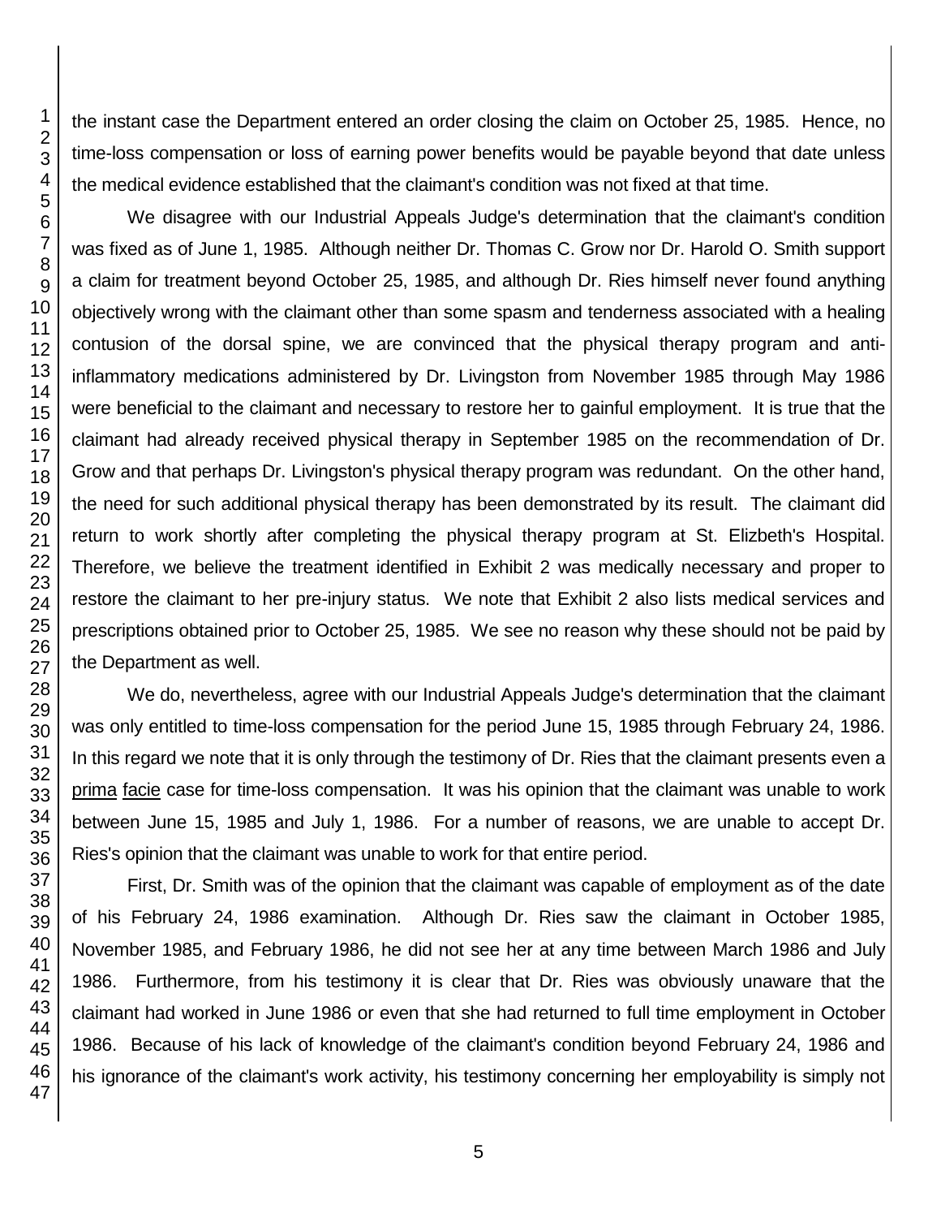the instant case the Department entered an order closing the claim on October 25, 1985. Hence, no time-loss compensation or loss of earning power benefits would be payable beyond that date unless the medical evidence established that the claimant's condition was not fixed at that time.

We disagree with our Industrial Appeals Judge's determination that the claimant's condition was fixed as of June 1, 1985. Although neither Dr. Thomas C. Grow nor Dr. Harold O. Smith support a claim for treatment beyond October 25, 1985, and although Dr. Ries himself never found anything objectively wrong with the claimant other than some spasm and tenderness associated with a healing contusion of the dorsal spine, we are convinced that the physical therapy program and anti-inflammatory medications administered by Dr. Livingston from November 1985 through May 1986 were beneficial to the claimant and necessary to restore her to gainful employment. It is true that the claimant had already received physical therapy in September 1985 on the recommendation of Dr. Grow and that perhaps Dr. Livingston's physical therapy program was redundant. On the other hand, the need for such additional physical therapy has been demonstrated by its result. The claimant did return to work shortly after completing the physical therapy program at St. Elizbeth's Hospital. Therefore, we believe the treatment identified in Exhibit 2 was medically necessary and proper to restore the claimant to her pre-injury status. We note that Exhibit 2 also lists medical services and prescriptions obtained prior to October 25, 1985. We see no reason why these should not be paid by the Department as well.

We do, nevertheless, agree with our Industrial Appeals Judge's determination that the claimant was only entitled to time-loss compensation for the period June 15, 1985 through February 24, 1986. In this regard we note that it is only through the testimony of Dr. Ries that the claimant presents even a prima facie case for time-loss compensation. It was his opinion that the claimant was unable to work between June 15, 1985 and July 1, 1986. For a number of reasons, we are unable to accept Dr. Ries's opinion that the claimant was unable to work for that entire period.

First, Dr. Smith was of the opinion that the claimant was capable of employment as of the date of his February 24, 1986 examination. Although Dr. Ries saw the claimant in October 1985, November 1985, and February 1986, he did not see her at any time between March 1986 and July 1986. Furthermore, from his testimony it is clear that Dr. Ries was obviously unaware that the claimant had worked in June 1986 or even that she had returned to full time employment in October 1986. Because of his lack of knowledge of the claimant's condition beyond February 24, 1986 and his ignorance of the claimant's work activity, his testimony concerning her employability is simply not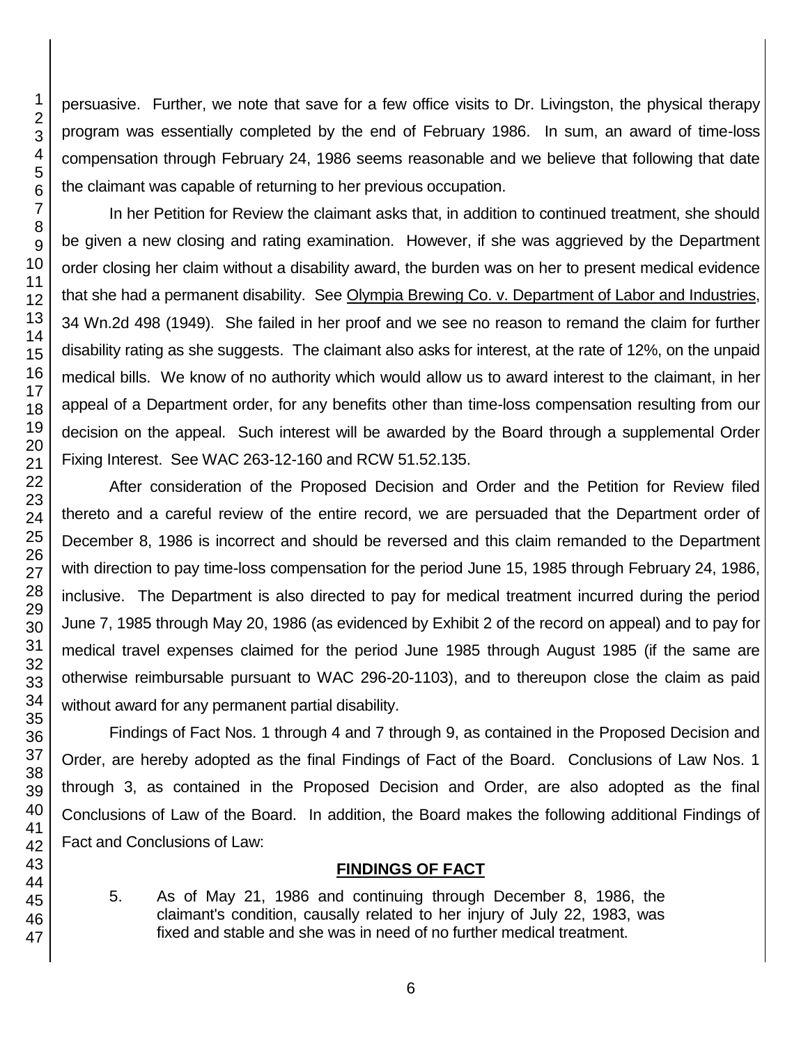persuasive. Further, we note that save for a few office visits to Dr. Livingston, the physical therapy program was essentially completed by the end of February 1986. In sum, an award of time-loss compensation through February 24, 1986 seems reasonable and we believe that following that date the claimant was capable of returning to her previous occupation.

In her Petition for Review the claimant asks that, in addition to continued treatment, she should be given a new closing and rating examination. However, if she was aggrieved by the Department order closing her claim without a disability award, the burden was on her to present medical evidence that she had a permanent disability. See Olympia Brewing Co. v. Department of Labor and Industries, 34 Wn.2d 498 (1949). She failed in her proof and we see no reason to remand the claim for further disability rating as she suggests. The claimant also asks for interest, at the rate of 12%, on the unpaid medical bills. We know of no authority which would allow us to award interest to the claimant, in her appeal of a Department order, for any benefits other than time-loss compensation resulting from our decision on the appeal. Such interest will be awarded by the Board through a supplemental Order Fixing Interest. See WAC 263-12-160 and RCW 51.52.135.

After consideration of the Proposed Decision and Order and the Petition for Review filed thereto and a careful review of the entire record, we are persuaded that the Department order of December 8, 1986 is incorrect and should be reversed and this claim remanded to the Department with direction to pay time-loss compensation for the period June 15, 1985 through February 24, 1986, inclusive. The Department is also directed to pay for medical treatment incurred during the period June 7, 1985 through May 20, 1986 (as evidenced by Exhibit 2 of the record on appeal) and to pay for medical travel expenses claimed for the period June 1985 through August 1985 (if the same are otherwise reimbursable pursuant to WAC 296-20-1103), and to thereupon close the claim as paid without award for any permanent partial disability.

Findings of Fact Nos. 1 through 4 and 7 through 9, as contained in the Proposed Decision and Order, are hereby adopted as the final Findings of Fact of the Board. Conclusions of Law Nos. 1 through 3, as contained in the Proposed Decision and Order, are also adopted as the final Conclusions of Law of the Board. In addition, the Board makes the following additional Findings of Fact and Conclusions of Law:

## FINDINGS OF FACT

5. As of May 21, 1986 and continuing through December 8, 1986, the claimant's condition, causally related to her injury of July 22, 1983, was fixed and stable and she was in need of no further medical treatment.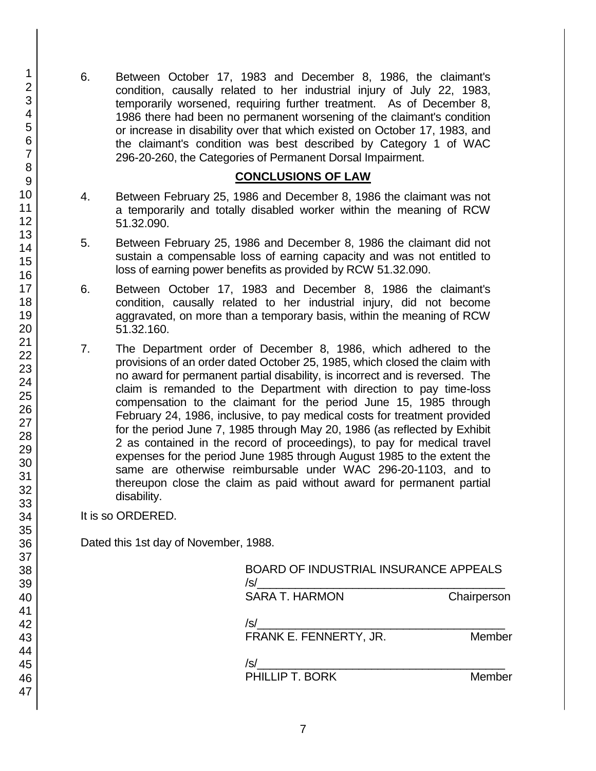6. Between October 17, 1983 and December 8, 1986, the claimant's condition, causally related to her industrial injury of July 22, 1983, temporarily worsened, requiring further treatment. As of December 8, 1986 there had been no permanent worsening of the claimant's condition or increase in disability over that which existed on October 17, 1983, and the claimant's condition was best described by Category 1 of WAC 296-20-260, the Categories of Permanent Dorsal Impairment.

## CONCLUSIONS OF LAW

4. Between February 25, 1986 and December 8, 1986 the claimant was not a temporarily and totally disabled worker within the meaning of RCW 51.32.090.

5. Between February 25, 1986 and December 8, 1986 the claimant did not sustain a compensable loss of earning capacity and was not entitled to loss of earning power benefits as provided by RCW 51.32.090.

6. Between October 17, 1983 and December 8, 1986 the claimant's condition, causally related to her industrial injury, did not become aggravated, on more than a temporary basis, within the meaning of RCW 51.32.160.

7. The Department order of December 8, 1986, which adhered to the provisions of an order dated October 25, 1985, which closed the claim with no award for permanent partial disability, is incorrect and is reversed. The claim is remanded to the Department with direction to pay time-loss compensation to the claimant for the period June 15, 1985 through February 24, 1986, inclusive, to pay medical costs for treatment provided for the period June 7, 1985 through May 20, 1986 (as reflected by Exhibit 2 as contained in the record of proceedings), to pay for medical travel expenses for the period June 1985 through August 1985 to the extent the same are otherwise reimbursable under WAC 296-20-1103, and to thereupon close the claim as paid without award for permanent partial disability.

It is so ORDERED.

Dated this 1st day of November, 1988.

BOARD OF INDUSTRIAL INSURANCE APPEALS

/s/\_\_\_\_\_\_\_\_\_\_\_\_\_\_\_\_\_\_\_\_\_\_\_\_\_\_\_\_\_\_\_\_\_\_\_\_\_\_\_
SARA T. HARMON Chairperson

/s/\_\_\_\_\_\_\_\_\_\_\_\_\_\_\_\_\_\_\_\_\_\_\_\_\_\_\_\_\_\_\_\_\_\_\_\_\_\_\_
FRANK E. FENNERTY, JR. Member

/s/\_\_\_\_\_\_\_\_\_\_\_\_\_\_\_\_\_\_\_\_\_\_\_\_\_\_\_\_\_\_\_\_\_\_\_\_\_\_\_
PHILLIP T. BORK Member